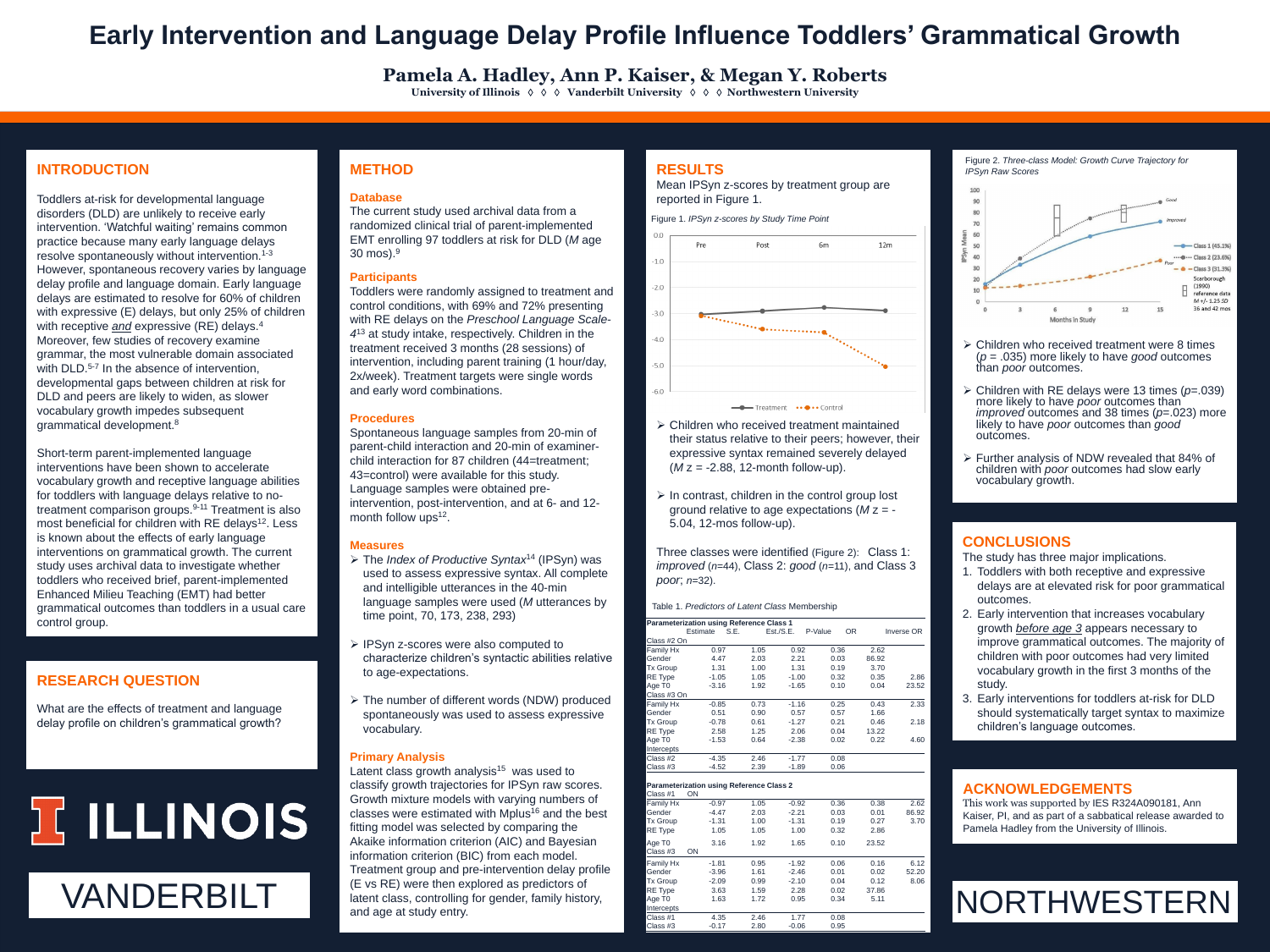# Early Intervention and Language Delay Profile Influence Toddlers' Grammatical Growth

**Pamela A. Hadley, Ann P. Kaiser, & Megan Y. Roberts**

**University of Illinois ◊ ◊ ◊ Vanderbilt University ◊ ◊ ◊ Northwestern University**

## INTRODUCTION

Toddlers at-risk for developmental language disorders (DLD) are unlikely to receive early intervention. 'Watchful waiting' remains common practice because many early language delays resolve spontaneously without intervention.[1-3] However, spontaneous recovery varies by language delay profile and language domain. Early language delays are estimated to resolve for 60% of children with expressive (E) delays, but only 25% of children with receptive *and* expressive (RE) delays.[4] Moreover, few studies of recovery examine grammar, the most vulnerable domain associated with DLD.[5-7] In the absence of intervention, developmental gaps between children at risk for DLD and peers are likely to widen, as slower vocabulary growth impedes subsequent grammatical development.[8]

Short-term parent-implemented language interventions have been shown to accelerate vocabulary growth and receptive language abilities for toddlers with language delays relative to no-treatment comparison groups.[9-11] Treatment is also most beneficial for children with RE delays[12]. Less is known about the effects of early language interventions on grammatical growth. The current study uses archival data to investigate whether toddlers who received brief, parent-implemented Enhanced Milieu Teaching (EMT) had better grammatical outcomes than toddlers in a usual care control group.

## RESEARCH QUESTION

What are the effects of treatment and language delay profile on children's grammatical growth?

ILLINOIS

VANDERBILT

## METHOD

### Database

The current study used archival data from a randomized clinical trial of parent-implemented EMT enrolling 97 toddlers at risk for DLD (*M* age 30 mos).[9]

### Participants

Toddlers were randomly assigned to treatment and control conditions, with 69% and 72% presenting with RE delays on the *Preschool Language Scale-4*[13] at study intake, respectively. Children in the treatment received 3 months (28 sessions) of intervention, including parent training (1 hour/day, 2x/week). Treatment targets were single words and early word combinations.

### Procedures

Spontaneous language samples from 20-min of parent-child interaction and 20-min of examiner-child interaction for 87 children (44=treatment; 43=control) were available for this study. Language samples were obtained pre-intervention, post-intervention, and at 6- and 12-month follow ups[12].

### Measures

- The *Index of Productive Syntax*[14] (IPSyn) was used to assess expressive syntax. All complete and intelligible utterances in the 40-min language samples were used (*M* utterances by time point, 70, 173, 238, 293)
- IPSyn z-scores were also computed to characterize children's syntactic abilities relative to age-expectations.
- The number of different words (NDW) produced spontaneously was used to assess expressive vocabulary.

### Primary Analysis

Latent class growth analysis[15] was used to classify growth trajectories for IPSyn raw scores. Growth mixture models with varying numbers of classes were estimated with Mplus[16] and the best fitting model was selected by comparing the Akaike information criterion (AIC) and Bayesian information criterion (BIC) from each model. Treatment group and pre-intervention delay profile (E vs RE) were then explored as predictors of latent class, controlling for gender, family history, and age at study entry.

## RESULTS

Mean IPSyn z-scores by treatment group are reported in Figure 1.

Figure 1. *IPSyn z-scores by Study Time Point*

- Children who received treatment maintained their status relative to their peers; however, their expressive syntax remained severely delayed (*M* z = -2.88, 12-month follow-up).
- In contrast, children in the control group lost ground relative to age expectations (*M* z = -5.04, 12-mos follow-up).

Three classes were identified (Figure 2): Class 1: *improved* (*n*=44), Class 2: *good* (*n*=11), and Class 3 *poor*; *n*=32).

Table 1. *Predictors of Latent Class Membership*

| | Estimate | S.E. | Est./S.E. | P-Value | OR | Inverse OR |
|---|---|---|---|---|---|---|
| **Parameterization using Reference Class 1** | | | | | | |
| Class #2 On | | | | | | |
| Family Hx | 0.97 | 1.05 | 0.92 | 0.36 | 2.62 | |
| Gender | 4.47 | 2.03 | 2.21 | 0.03 | 86.92 | |
| Tx Group | 1.31 | 1.00 | 1.31 | 0.19 | 3.70 | |
| RE Type | -1.05 | 1.05 | -1.00 | 0.32 | 0.35 | 2.86 |
| Age T0 | -3.16 | 1.92 | -1.65 | 0.10 | 0.04 | 23.52 |
| Class #3 On | | | | | | |
| Family Hx | -0.85 | 0.73 | -1.16 | 0.25 | 0.43 | 2.33 |
| Gender | 0.51 | 0.90 | 0.57 | 0.57 | 1.66 | |
| Tx Group | -0.78 | 0.61 | -1.27 | 0.21 | 0.46 | 2.18 |
| RE Type | 2.58 | 1.25 | 2.06 | 0.04 | 13.22 | |
| Age T0 | -1.53 | 0.64 | -2.38 | 0.02 | 0.22 | 4.60 |
| Intercepts | | | | | | |
| Class #2 | -4.35 | 2.46 | -1.77 | 0.08 | | |
| Class #3 | -4.52 | 2.39 | -1.89 | 0.06 | | |
| **Parameterization using Reference Class 2** | | | | | | |
| Class #1 ON | | | | | | |
| Family Hx | -0.97 | 1.05 | -0.92 | 0.36 | 0.38 | 2.62 |
| Gender | -4.47 | 2.03 | -2.21 | 0.03 | 0.01 | 86.92 |
| Tx Group | -1.31 | 1.00 | -1.31 | 0.19 | 0.27 | 3.70 |
| RE Type | 1.05 | 1.05 | 1.00 | 0.32 | 2.86 | |
| Age T0 | 3.16 | 1.92 | 1.65 | 0.10 | 23.52 | |
| Class #3 ON | | | | | | |
| Family Hx | -1.81 | 0.95 | -1.92 | 0.06 | 0.16 | 6.12 |
| Gender | -3.96 | 1.61 | -2.46 | 0.01 | 0.02 | 52.20 |
| Tx Group | -2.09 | 0.99 | -2.10 | 0.04 | 0.12 | 8.06 |
| RE Type | 3.63 | 1.59 | 2.28 | 0.02 | 37.86 | |
| Age T0 | 1.63 | 1.72 | 0.95 | 0.34 | 5.11 | |
| Intercepts | | | | | | |
| Class #1 | 4.35 | 2.46 | 1.77 | 0.08 | | |
| Class #3 | -0.17 | 2.80 | -0.06 | 0.95 | | |

Figure 2. *Three-class Model: Growth Curve Trajectory for IPSyn Raw Scores*

- Children who received treatment were 8 times ($p$ = .035) more likely to have *good* outcomes than *poor* outcomes.
- Children with RE delays were 13 times ($p$=.039) more likely to have *poor* outcomes than *improved* outcomes and 38 times ($p$=.023) more likely to have *poor* outcomes than *good* outcomes.
- Further analysis of NDW revealed that 84% of children with *poor* outcomes had slow early vocabulary growth.

## CONCLUSIONS

The study has three major implications.

1. Toddlers with both receptive and expressive delays are at elevated risk for poor grammatical outcomes.
2. Early intervention that increases vocabulary growth *before age 3* appears necessary to improve grammatical outcomes. The majority of children with poor outcomes had very limited vocabulary growth in the first 3 months of the study.
3. Early interventions for toddlers at-risk for DLD should systematically target syntax to maximize children's language outcomes.

## ACKNOWLEDGEMENTS

This work was supported by IES R324A090181, Ann Kaiser, PI, and as part of a sabbatical release awarded to Pamela Hadley from the University of Illinois.

NORTHWESTERN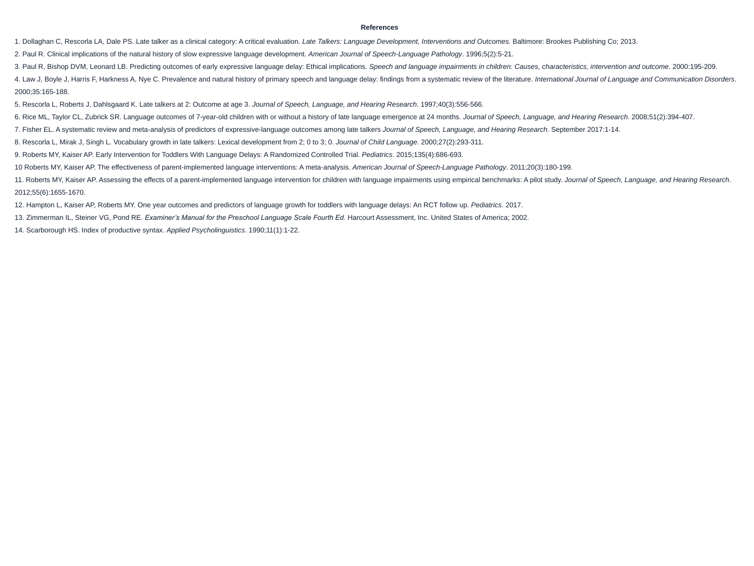# References

1. Dollaghan C, Rescorla LA, Dale PS. Late talker as a clinical category: A critical evaluation. *Late Talkers: Language Development, Interventions and Outcomes.* Baltimore: Brookes Publishing Co; 2013.

2. Paul R. Clinical implications of the natural history of slow expressive language development. *American Journal of Speech-Language Pathology*. 1996;5(2):5-21.

3. Paul R, Bishop DVM, Leonard LB. Predicting outcomes of early expressive language delay: Ethical implications. *Speech and language impairments in children: Causes, characteristics, intervention and outcome*. 2000:195-209.

4. Law J, Boyle J, Harris F, Harkness A, Nye C. Prevalence and natural history of primary speech and language delay: findings from a systematic review of the literature. *International Journal of Language and Communication Disorders*. 2000;35:165-188.

5. Rescorla L, Roberts J, Dahlsgaard K. Late talkers at 2: Outcome at age 3. *Journal of Speech, Language, and Hearing Research*. 1997;40(3):556-566.

6. Rice ML, Taylor CL, Zubrick SR. Language outcomes of 7-year-old children with or without a history of late language emergence at 24 months. *Journal of Speech, Language, and Hearing Research*. 2008;51(2):394-407.

7. Fisher EL. A systematic review and meta-analysis of predictors of expressive-language outcomes among late talkers *Journal of Speech, Language, and Hearing Research*. September 2017:1-14.

8. Rescorla L, Mirak J, Singh L. Vocabulary growth in late talkers: Lexical development from 2; 0 to 3; 0. *Journal of Child Language*. 2000;27(2):293-311.

9. Roberts MY, Kaiser AP. Early Intervention for Toddlers With Language Delays: A Randomized Controlled Trial. *Pediatrics*. 2015;135(4):686-693.

10 Roberts MY, Kaiser AP. The effectiveness of parent-implemented language interventions: A meta-analysis. *American Journal of Speech-Language Pathology*. 2011;20(3):180-199.

11. Roberts MY, Kaiser AP. Assessing the effects of a parent-implemented language intervention for children with language impairments using empirical benchmarks: A pilot study. *Journal of Speech, Language, and Hearing Research*. 2012;55(6):1655-1670.

12. Hampton L, Kaiser AP, Roberts MY. One year outcomes and predictors of language growth for toddlers with language delays: An RCT follow up. *Pediatrics*. 2017.

13. Zimmerman IL, Steiner VG, Pond RE. *Examiner's Manual for the Preschool Language Scale Fourth Ed.* Harcourt Assessment, Inc. United States of America; 2002.

14. Scarborough HS. Index of productive syntax. *Applied Psycholinguistics*. 1990;11(1):1-22.